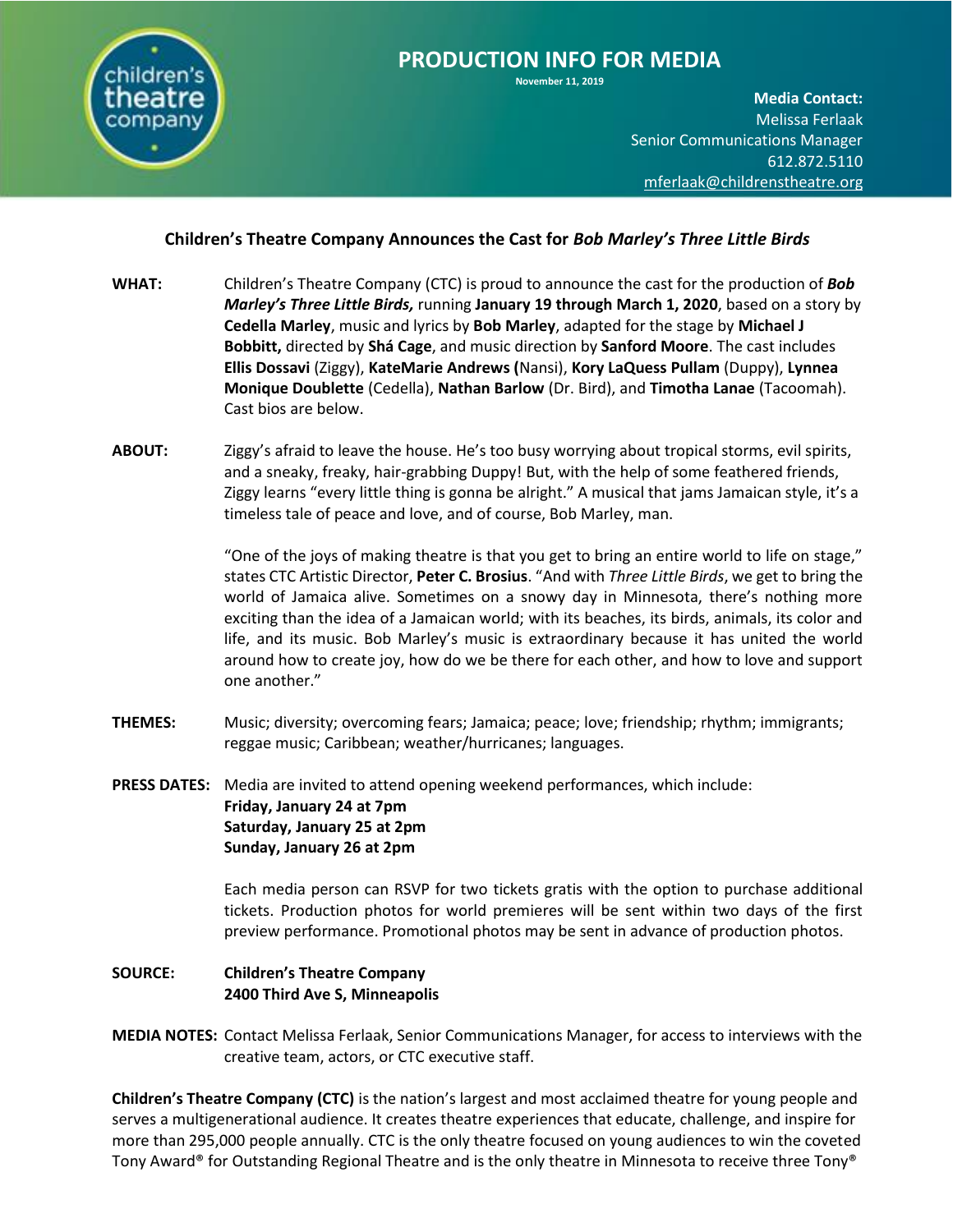# PRODUCTION INFO FOR MEDIA

November 11, 2019

**Media Contact:**
Melissa Ferlaak
Senior Communications Manager
612.872.5110
mferlaak@childrenstheatre.org

## Children's Theatre Company Announces the Cast for *Bob Marley's Three Little Birds*

**WHAT:** Children's Theatre Company (CTC) is proud to announce the cast for the production of ***Bob Marley's Three Little Birds,*** running **January 19 through March 1, 2020**, based on a story by **Cedella Marley**, music and lyrics by **Bob Marley**, adapted for the stage by **Michael J Bobbitt,** directed by **Shá Cage**, and music direction by **Sanford Moore**. The cast includes **Ellis Dossavi** (Ziggy), **KateMarie Andrews (**Nansi), **Kory LaQuess Pullam** (Duppy), **Lynnea Monique Doublette** (Cedella), **Nathan Barlow** (Dr. Bird), and **Timotha Lanae** (Tacoomah). Cast bios are below.

**ABOUT:** Ziggy's afraid to leave the house. He's too busy worrying about tropical storms, evil spirits, and a sneaky, freaky, hair-grabbing Duppy! But, with the help of some feathered friends, Ziggy learns "every little thing is gonna be alright." A musical that jams Jamaican style, it's a timeless tale of peace and love, and of course, Bob Marley, man.

"One of the joys of making theatre is that you get to bring an entire world to life on stage," states CTC Artistic Director, **Peter C. Brosius**. "And with *Three Little Birds*, we get to bring the world of Jamaica alive. Sometimes on a snowy day in Minnesota, there's nothing more exciting than the idea of a Jamaican world; with its beaches, its birds, animals, its color and life, and its music. Bob Marley's music is extraordinary because it has united the world around how to create joy, how do we be there for each other, and how to love and support one another."

**THEMES:** Music; diversity; overcoming fears; Jamaica; peace; love; friendship; rhythm; immigrants; reggae music; Caribbean; weather/hurricanes; languages.

**PRESS DATES:** Media are invited to attend opening weekend performances, which include:
**Friday, January 24 at 7pm**
**Saturday, January 25 at 2pm**
**Sunday, January 26 at 2pm**

Each media person can RSVP for two tickets gratis with the option to purchase additional tickets. Production photos for world premieres will be sent within two days of the first preview performance. Promotional photos may be sent in advance of production photos.

**SOURCE:** **Children's Theatre Company**
**2400 Third Ave S, Minneapolis**

**MEDIA NOTES:** Contact Melissa Ferlaak, Senior Communications Manager, for access to interviews with the creative team, actors, or CTC executive staff.

**Children's Theatre Company (CTC)** is the nation's largest and most acclaimed theatre for young people and serves a multigenerational audience. It creates theatre experiences that educate, challenge, and inspire for more than 295,000 people annually. CTC is the only theatre focused on young audiences to win the coveted Tony Award® for Outstanding Regional Theatre and is the only theatre in Minnesota to receive three Tony®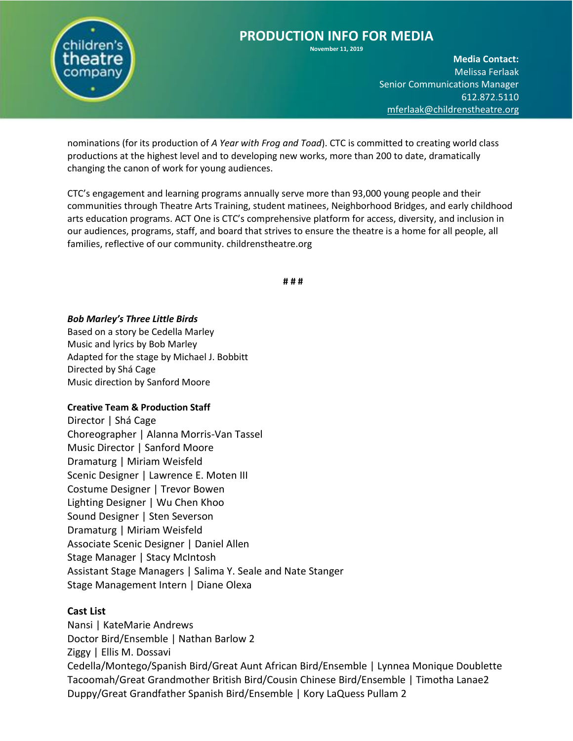nominations (for its production of *A Year with Frog and Toad*). CTC is committed to creating world class productions at the highest level and to developing new works, more than 200 to date, dramatically changing the canon of work for young audiences.

CTC's engagement and learning programs annually serve more than 93,000 young people and their communities through Theatre Arts Training, student matinees, Neighborhood Bridges, and early childhood arts education programs. ACT One is CTC's comprehensive platform for access, diversity, and inclusion in our audiences, programs, staff, and board that strives to ensure the theatre is a home for all people, all families, reflective of our community. childrenstheatre.org

# # #

***Bob Marley's Three Little Birds***
Based on a story be Cedella Marley
Music and lyrics by Bob Marley
Adapted for the stage by Michael J. Bobbitt
Directed by Shá Cage
Music direction by Sanford Moore

**Creative Team & Production Staff**
Director | Shá Cage
Choreographer | Alanna Morris-Van Tassel
Music Director | Sanford Moore
Dramaturg | Miriam Weisfeld
Scenic Designer | Lawrence E. Moten III
Costume Designer | Trevor Bowen
Lighting Designer | Wu Chen Khoo
Sound Designer | Sten Severson
Dramaturg | Miriam Weisfeld
Associate Scenic Designer | Daniel Allen
Stage Manager | Stacy McIntosh
Assistant Stage Managers | Salima Y. Seale and Nate Stanger
Stage Management Intern | Diane Olexa

**Cast List**
Nansi | KateMarie Andrews
Doctor Bird/Ensemble | Nathan Barlow 2
Ziggy | Ellis M. Dossavi
Cedella/Montego/Spanish Bird/Great Aunt African Bird/Ensemble | Lynnea Monique Doublette
Tacoomah/Great Grandmother British Bird/Cousin Chinese Bird/Ensemble | Timotha Lanae2
Duppy/Great Grandfather Spanish Bird/Ensemble | Kory LaQuess Pullam 2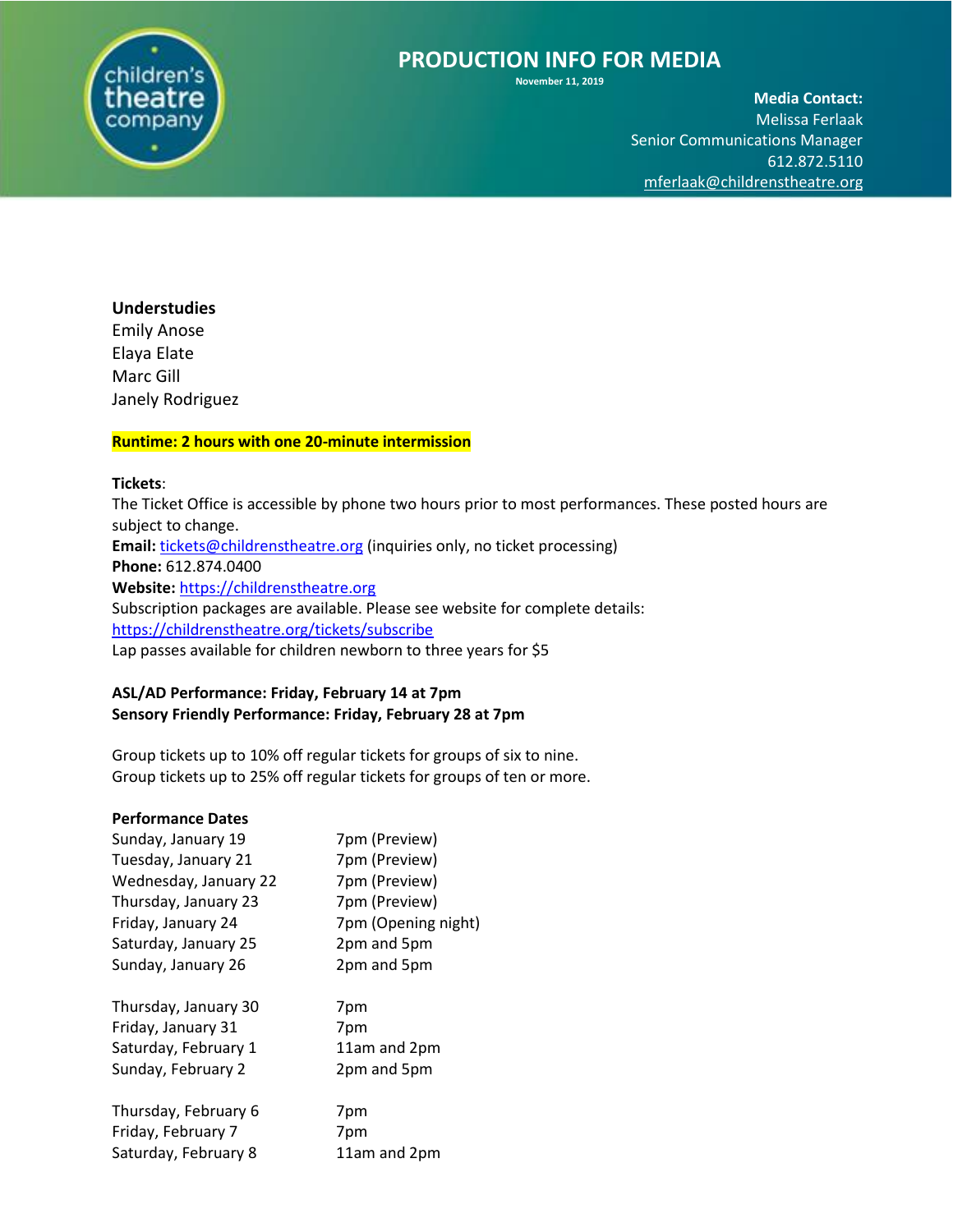# PRODUCTION INFO FOR MEDIA

November 11, 2019

**Media Contact:**
Melissa Ferlaak
Senior Communications Manager
612.872.5110
mferlaak@childrenstheatre.org

**Understudies**
Emily Anose
Elaya Elate
Marc Gill
Janely Rodriguez

**Runtime: 2 hours with one 20-minute intermission**

**Tickets**:
The Ticket Office is accessible by phone two hours prior to most performances. These posted hours are subject to change.
**Email:** tickets@childrenstheatre.org (inquiries only, no ticket processing)
**Phone:** 612.874.0400
**Website:** https://childrenstheatre.org
Subscription packages are available. Please see website for complete details:
https://childrenstheatre.org/tickets/subscribe
Lap passes available for children newborn to three years for $5

**ASL/AD Performance: Friday, February 14 at 7pm**
**Sensory Friendly Performance: Friday, February 28 at 7pm**

Group tickets up to 10% off regular tickets for groups of six to nine.
Group tickets up to 25% off regular tickets for groups of ten or more.

**Performance Dates**

| | |
|---|---|
| Sunday, January 19 | 7pm (Preview) |
| Tuesday, January 21 | 7pm (Preview) |
| Wednesday, January 22 | 7pm (Preview) |
| Thursday, January 23 | 7pm (Preview) |
| Friday, January 24 | 7pm (Opening night) |
| Saturday, January 25 | 2pm and 5pm |
| Sunday, January 26 | 2pm and 5pm |
| | |
| Thursday, January 30 | 7pm |
| Friday, January 31 | 7pm |
| Saturday, February 1 | 11am and 2pm |
| Sunday, February 2 | 2pm and 5pm |
| | |
| Thursday, February 6 | 7pm |
| Friday, February 7 | 7pm |
| Saturday, February 8 | 11am and 2pm |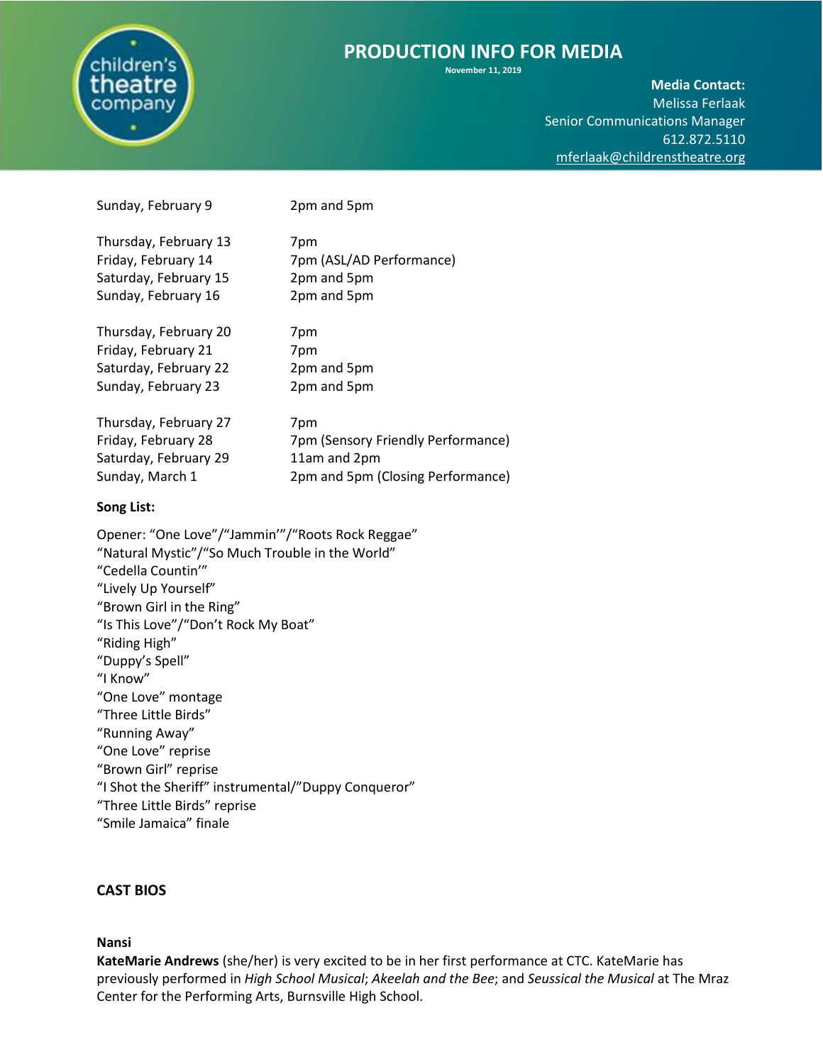# PRODUCTION INFO FOR MEDIA

November 11, 2019

**Media Contact:**
Melissa Ferlaak
Senior Communications Manager
612.872.5110
mferlaak@childrenstheatre.org

Sunday, February 9 — 2pm and 5pm

Thursday, February 13 — 7pm
Friday, February 14 — 7pm (ASL/AD Performance)
Saturday, February 15 — 2pm and 5pm
Sunday, February 16 — 2pm and 5pm

Thursday, February 20 — 7pm
Friday, February 21 — 7pm
Saturday, February 22 — 2pm and 5pm
Sunday, February 23 — 2pm and 5pm

Thursday, February 27 — 7pm
Friday, February 28 — 7pm (Sensory Friendly Performance)
Saturday, February 29 — 11am and 2pm
Sunday, March 1 — 2pm and 5pm (Closing Performance)

**Song List:**

Opener: "One Love"/"Jammin'"/"Roots Rock Reggae"
"Natural Mystic"/"So Much Trouble in the World"
"Cedella Countin'"
"Lively Up Yourself"
"Brown Girl in the Ring"
"Is This Love"/"Don't Rock My Boat"
"Riding High"
"Duppy's Spell"
"I Know"
"One Love" montage
"Three Little Birds"
"Running Away"
"One Love" reprise
"Brown Girl" reprise
"I Shot the Sheriff" instrumental/"Duppy Conqueror"
"Three Little Birds" reprise
"Smile Jamaica" finale

## CAST BIOS

**Nansi**

**KateMarie Andrews** (she/her) is very excited to be in her first performance at CTC. KateMarie has previously performed in *High School Musical*; *Akeelah and the Bee*; and *Seussical the Musical* at The Mraz Center for the Performing Arts, Burnsville High School.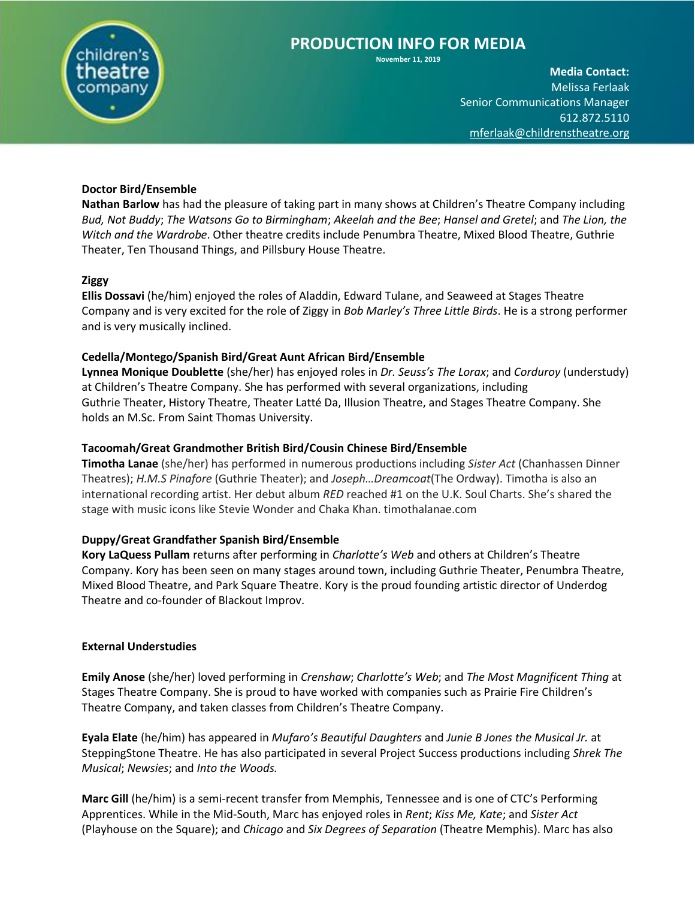**Doctor Bird/Ensemble**
**Nathan Barlow** has had the pleasure of taking part in many shows at Children's Theatre Company including *Bud, Not Buddy*; *The Watsons Go to Birmingham*; *Akeelah and the Bee*; *Hansel and Gretel*; and *The Lion, the Witch and the Wardrobe*. Other theatre credits include Penumbra Theatre, Mixed Blood Theatre, Guthrie Theater, Ten Thousand Things, and Pillsbury House Theatre.

**Ziggy**
**Ellis Dossavi** (he/him) enjoyed the roles of Aladdin, Edward Tulane, and Seaweed at Stages Theatre Company and is very excited for the role of Ziggy in *Bob Marley's Three Little Birds*. He is a strong performer and is very musically inclined.

**Cedella/Montego/Spanish Bird/Great Aunt African Bird/Ensemble**
**Lynnea Monique Doublette** (she/her) has enjoyed roles in *Dr. Seuss's The Lorax*; and *Corduroy* (understudy) at Children's Theatre Company. She has performed with several organizations, including Guthrie Theater, History Theatre, Theater Latté Da, Illusion Theatre, and Stages Theatre Company. She holds an M.Sc. From Saint Thomas University.

**Tacoomah/Great Grandmother British Bird/Cousin Chinese Bird/Ensemble**
**Timotha Lanae** (she/her) has performed in numerous productions including *Sister Act* (Chanhassen Dinner Theatres); *H.M.S Pinafore* (Guthrie Theater); and *Joseph…Dreamcoat*(The Ordway). Timotha is also an international recording artist. Her debut album *RED* reached #1 on the U.K. Soul Charts. She's shared the stage with music icons like Stevie Wonder and Chaka Khan. timothalanae.com

**Duppy/Great Grandfather Spanish Bird/Ensemble**
**Kory LaQuess Pullam** returns after performing in *Charlotte's Web* and others at Children's Theatre Company. Kory has been seen on many stages around town, including Guthrie Theater, Penumbra Theatre, Mixed Blood Theatre, and Park Square Theatre. Kory is the proud founding artistic director of Underdog Theatre and co-founder of Blackout Improv.

**External Understudies**

**Emily Anose** (she/her) loved performing in *Crenshaw*; *Charlotte's Web*; and *The Most Magnificent Thing* at Stages Theatre Company. She is proud to have worked with companies such as Prairie Fire Children's Theatre Company, and taken classes from Children's Theatre Company.

**Eyala Elate** (he/him) has appeared in *Mufaro's Beautiful Daughters* and *Junie B Jones the Musical Jr.* at SteppingStone Theatre. He has also participated in several Project Success productions including *Shrek The Musical*; *Newsies*; and *Into the Woods.*

**Marc Gill** (he/him) is a semi-recent transfer from Memphis, Tennessee and is one of CTC's Performing Apprentices. While in the Mid-South, Marc has enjoyed roles in *Rent*; *Kiss Me, Kate*; and *Sister Act* (Playhouse on the Square); and *Chicago* and *Six Degrees of Separation* (Theatre Memphis). Marc has also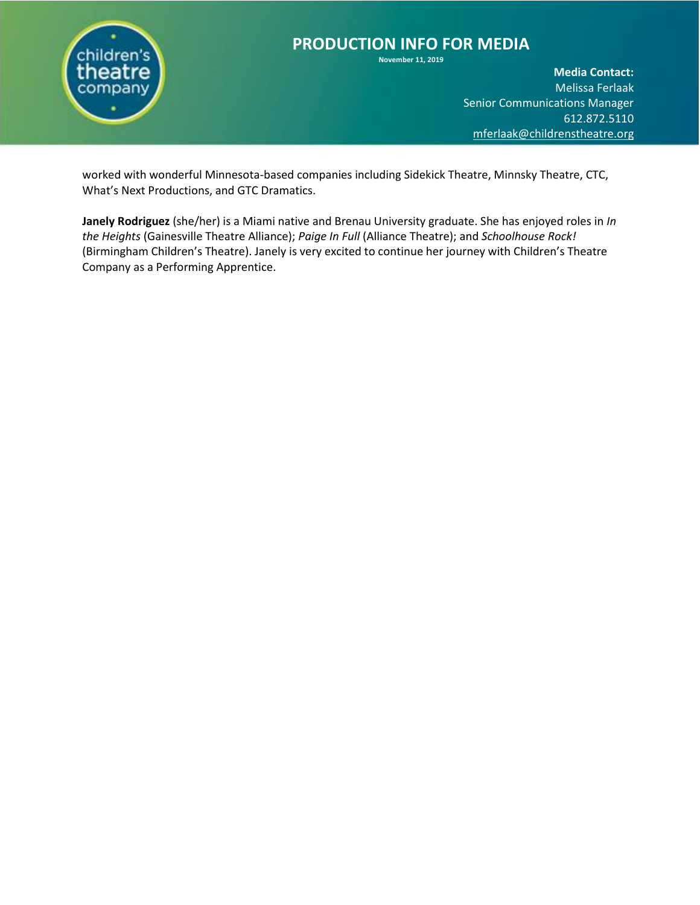worked with wonderful Minnesota-based companies including Sidekick Theatre, Minnsky Theatre, CTC, What's Next Productions, and GTC Dramatics.

**Janely Rodriguez** (she/her) is a Miami native and Brenau University graduate. She has enjoyed roles in *In the Heights* (Gainesville Theatre Alliance); *Paige In Full* (Alliance Theatre); and *Schoolhouse Rock!* (Birmingham Children's Theatre). Janely is very excited to continue her journey with Children's Theatre Company as a Performing Apprentice.